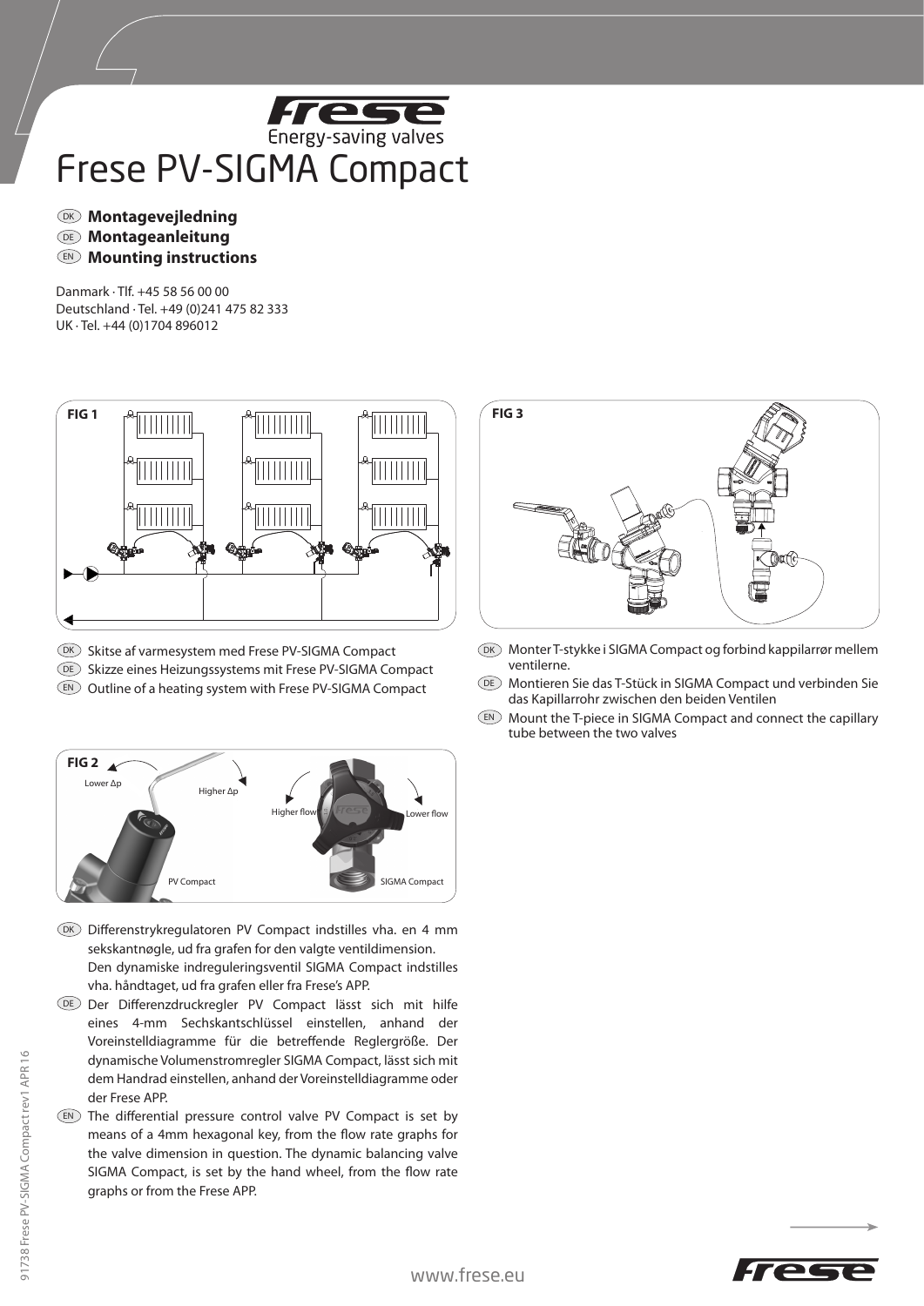Frese
Energy-saving valves

# Frese PV-SIGMA Compact

DK **Montagevejledning**
DE **Montageanleitung**
EN **Mounting instructions**

Danmark · Tlf. +45 58 56 00 00
Deutschland · Tel. +49 (0)241 475 82 333
UK · Tel. +44 (0)1704 896012

**FIG 1**

DK Skitse af varmesystem med Frese PV-SIGMA Compact
DE Skizze eines Heizungssystems mit Frese PV-SIGMA Compact
EN Outline of a heating system with Frese PV-SIGMA Compact

**FIG 2**

Lower Δp
Higher Δp
PV Compact
Higher flow
Lower flow
SIGMA Compact

DK Differenstrykregulatoren PV Compact indstilles vha. en 4 mm sekskantnøgle, ud fra grafen for den valgte ventildimension. Den dynamiske indreguleringsventil SIGMA Compact indstilles vha. håndtaget, ud fra grafen eller fra Frese's APP.

DE Der Differenzdruckregler PV Compact lässt sich mit hilfe eines 4-mm Sechskantschlüssel einstellen, anhand der Voreinstelldiagramme für die betreffende Reglergröße. Der dynamische Volumenstromregler SIGMA Compact, lässt sich mit dem Handrad einstellen, anhand der Voreinstelldiagramme oder der Frese APP.

EN The differential pressure control valve PV Compact is set by means of a 4mm hexagonal key, from the flow rate graphs for the valve dimension in question. The dynamic balancing valve SIGMA Compact, is set by the hand wheel, from the flow rate graphs or from the Frese APP.

**FIG 3**

DK Monter T-stykke i SIGMA Compact og forbind kappilarrør mellem ventilerne.

DE Montieren Sie das T-Stück in SIGMA Compact und verbinden Sie das Kapillarrohr zwischen den beiden Ventilen

EN Mount the T-piece in SIGMA Compact and connect the capillary tube between the two valves

91738 Frese PV-SIGMA Compact rev1 APR 16

www.frese.eu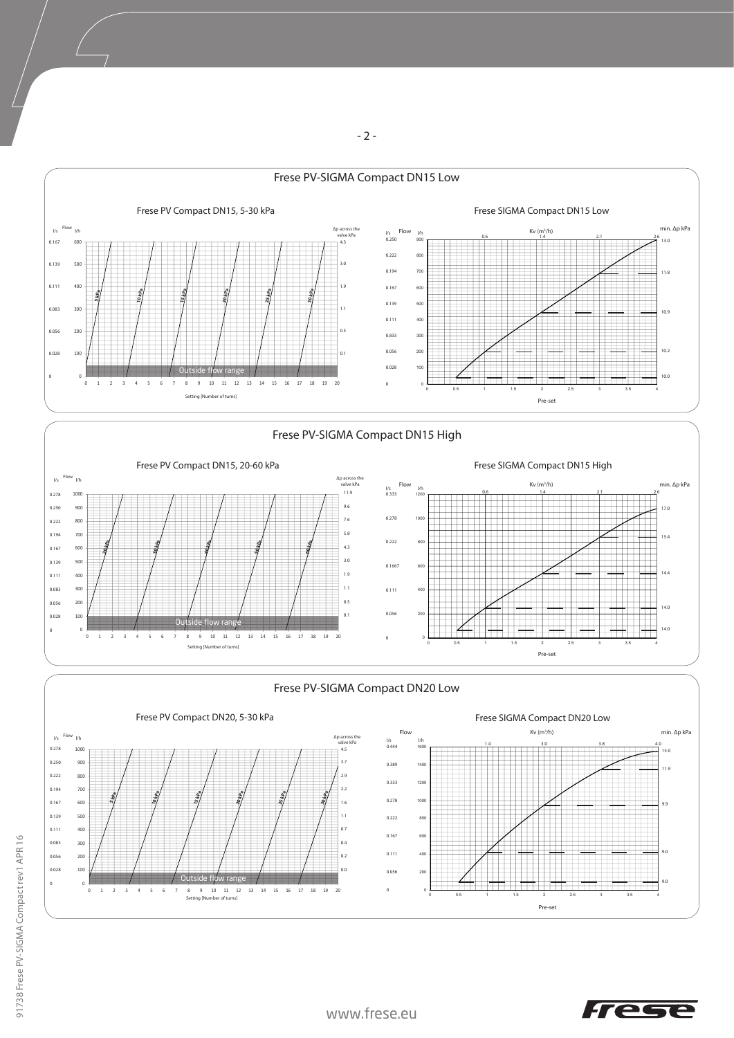## Frese PV-SIGMA Compact DN15 Low

### Frese PV Compact DN15, 5-30 kPa

l/s Flow l/h

0.167 600
0.139 500
0.111 400
0.083 300
0.056 200
0.028 100
0 0

Δp across the valve kPa
4.3
3.0
1.9
1.1
0.5
0.1

5 kPa
10 kPa
15 kPa
20 kPa
25 kPa
30 kPa

Outside flow range

0 1 2 3 4 5 6 7 8 9 10 11 12 13 14 15 16 17 18 19 20

Setting [Number of turns]

### Frese SIGMA Compact DN15 Low

l/s Flow l/h

0.250 900
0.222 800
0.194 700
0.167 600
0.139 500
0.111 400
0.833 300
0.056 200
0.028 100
0 0

Kv (m³/h)
0.6 1.4 2.1 2.6

min. Δp kPa
13.0
11.8
10.9
10.2
10.0

0 0.5 1 1.5 2 2.5 3 3.5 4

Pre-set

## Frese PV-SIGMA Compact DN15 High

### Frese PV Compact DN15, 20-60 kPa

l/s Flow l/h

0.278 1000
0.250 900
0.222 800
0.194 700
0.167 600
0.139 500
0.111 400
0.083 300
0.056 200
0.028 100
0 0

Δp across the valve kPa
11.9
9.6
7.6
5.8
4.3
3.0
1.9
1.1
0.5
0.1

20 kPa
30 kPa
40 kPa
50 kPa
60 kPa

Outside flow range

0 1 2 3 4 5 6 7 8 9 10 11 12 13 14 15 16 17 18 19 20

Setting [Number of turns]

### Frese SIGMA Compact DN15 High

l/s Flow l/h

0.333 1200
0.278 1000
0.222 800
0.1667 600
0.111 400
0.056 200
0 0

Kv (m³/h)
0.6 1.4 2.1 2.6

min. Δp kPa
17.0
15.4
14.4
14.0
14.0

0 0.5 1 1.5 2 2.5 3 3.5 4

Pre-set

## Frese PV-SIGMA Compact DN20 Low

### Frese PV Compact DN20, 5-30 kPa

l/s Flow l/h

0.278 1000
0.250 900
0.222 800
0.194 700
0.167 600
0.139 500
0.111 400
0.083 300
0.056 200
0.028 100
0 0

Δp across the valve kPa
4.5
3.7
2.9
2.2
1.6
1.1
0.7
0.4
0.2
0.0

5 kPa
10 kPa
15 kPa
20 kPa
25 kPa
30 kPa

Outside flow range

0 1 2 3 4 5 6 7 8 9 10 11 12 13 14 15 16 17 18 19 20

Setting [Number of turns]

### Frese SIGMA Compact DN20 Low

Flow
l/s l/h

0.444 1600
0.389 1400
0.333 1200
0.278 1000
0.222 800
0.167 600
0.111 400
0.056 200
0 0

Kv (m³/h)
1.4 3.0 3.8 4.0

min. Δp kPa
15.0
11.9
9.9
9.0
9.0

0 0.5 1 1.5 2 2.5 3 3.5 4

Pre-set

91738 Frese PV-SIGMA Compact rev1 APR16

www.frese.eu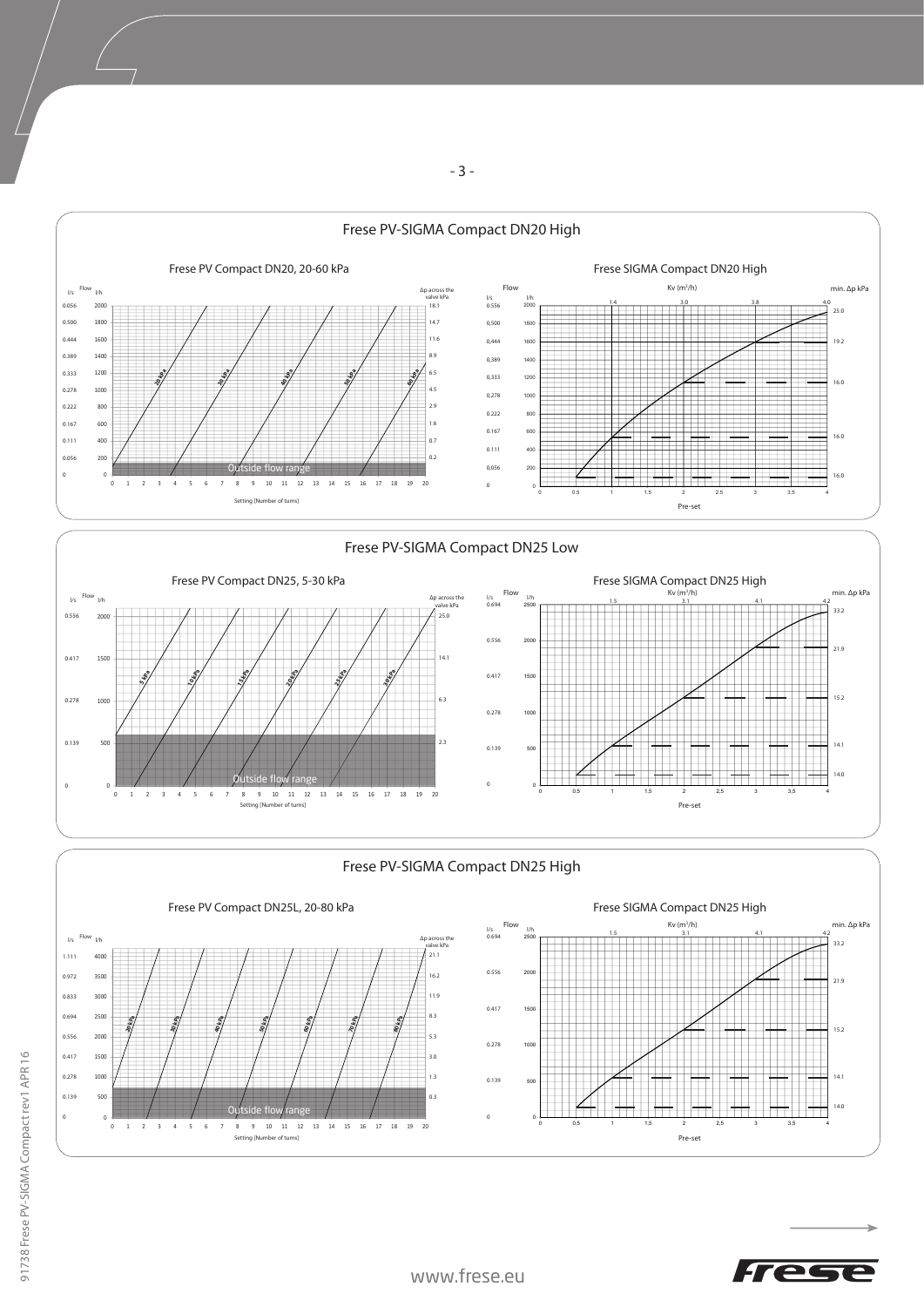## Frese PV-SIGMA Compact DN20 High

### Frese PV Compact DN20, 20-60 kPa

Flow
l/s l/h
0.056 2000
0.500 1800
0.444 1600
0.389 1400
0.333 1200
0.278 1000
0.222 800
0.167 600
0.111 400
0.056 200
0 0

Δp across the valve kPa
18.1
14.7
11.6
8.9
6.5
4.5
2.9
1.6
0.7
0.2

20 kPa
30 kPa
40 kPa
50 kPa
60 kPa

Outside flow range

0 1 2 3 4 5 6 7 8 9 10 11 12 13 14 15 16 17 18 19 20

Setting [Number of turns]

### Frese SIGMA Compact DN20 High

Flow
l/s l/h
0.556 2000
0,500 1800
0,444 1600
0,389 1400
0,333 1200
0,278 1000
0.222 800
0.167 600
0.111 400
0,056 200
0 0

Kv (m³/h)
1.4 3.0 3.8 4.0

min. Δp kPa
25.0
19.2
16.0
16.0
16.0

0 0.5 1 1.5 2 2.5 3 3.5 4

Pre-set

## Frese PV-SIGMA Compact DN25 Low

### Frese PV Compact DN25, 5-30 kPa

Flow
l/s l/h
0.556 2000
0.417 1500
0.278 1000
0.139 500
0 0

Δp across the valve kPa
25.0
14.1
6.3
2.3

5 kPa
10 kPa
15 kPa
20 kPa
25 kPa
30 kPa

Outside flow range

0 1 2 3 4 5 6 7 8 9 10 11 12 13 14 15 16 17 18 19 20

Setting [Number of turns]

### Frese SIGMA Compact DN25 High

Flow
l/s l/h
0.694 2500
0.556 2000
0.417 1500
0.278 1000
0.139 500
0 0

Kv (m³/h)
1.5 3.1 4.1 4.2

min. Δp kPa
33.2
21.9
15.2
14.1
14.0

0 0.5 1 1.5 2 2.5 3 3.5 4

Pre-set

## Frese PV-SIGMA Compact DN25 High

### Frese PV Compact DN25L, 20-80 kPa

Flow
l/s l/h
1.111 4000
0.972 3500
0.833 3000
0.694 2500
0.556 2000
0.417 1500
0.278 1000
0.139 500
0 0

Δp across the valve kPa
21.1
16.2
11.9
8.3
5.3
3.0
1.3
0.3

20 kPa
30 kPa
40 kPa
50 kPa
60 kPa
70 kPa
80 kPa

Outside flow range

0 1 2 3 4 5 6 7 8 9 10 11 12 13 14 15 16 17 18 19 20

Setting [Number of turns]

### Frese SIGMA Compact DN25 High

Flow
l/s l/h
0.694 2500
0.556 2000
0.417 1500
0.278 1000
0.139 500
0 0

Kv (m³/h)
1.5 3.1 4.1 4.2

min. Δp kPa
33.2
21.9
15.2
14.1
14.0

0 0.5 1 1.5 2 2.5 3 3.5 4

Pre-set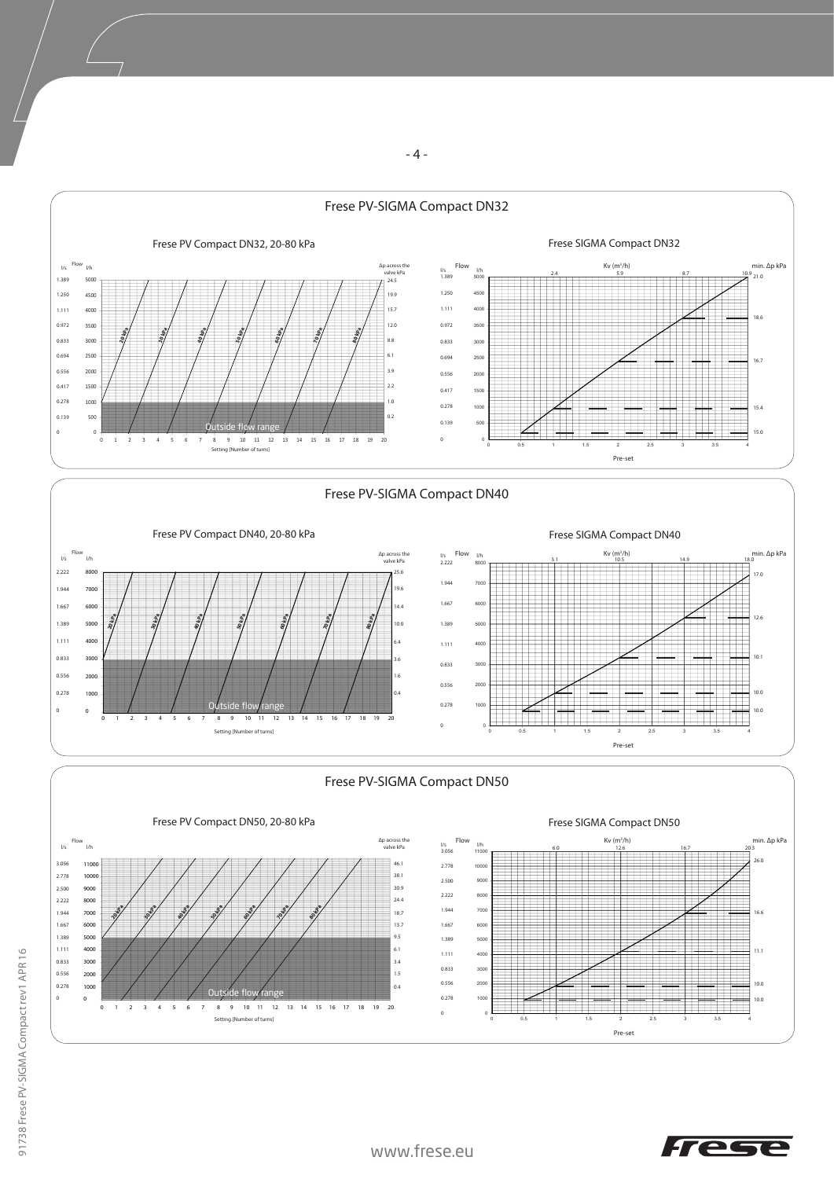## Frese PV-SIGMA Compact DN32

### Frese PV Compact DN32, 20-80 kPa

l/s | Flow l/h | Δp across the valve kPa

1.389 5000 24.5
1.250 4500 19.9
1.111 4000 15.7
0.972 3500 12.0
0.833 3000 8.8
0.694 2500 6.1
0.556 2000 3.9
0.417 1500 2.2
0.278 1000 1.0
0.139 500 0.2
0 0

20 kPa, 30 kPa, 40 kPa, 50 kPa, 60 kPa, 70 kPa, 80 kPa

Outside flow range

0 1 2 3 4 5 6 7 8 9 10 11 12 13 14 15 16 17 18 19 20

Setting [Number of turns]

### Frese SIGMA Compact DN32

l/s | Flow l/h | Kv (m³/h) | min. Δp kPa

Kv: 2.4 5.9 8.7 10.9

1.389 5000 21.0
1.250 4500
1.111 4000 18.6
0.972 3500
0.833 3000
0.694 2500 16.7
0.556 2000
0.417 1500
0.278 1000 15.4
0.139 500
0 0 15.0

0 0.5 1 1.5 2 2.5 3 3.5 4

Pre-set

## Frese PV-SIGMA Compact DN40

### Frese PV Compact DN40, 20-80 kPa

l/s | Flow l/h | Δp across the valve kPa

2.222 8000 25.6
1.944 7000 19.6
1.667 6000 14.4
1.389 5000 10.0
1.111 4000 6.4
0.833 3000 3.6
0.556 2000 1.6
0.278 1000 0.4
0 0

20 kPa, 30 kPa, 40 kPa, 50 kPa, 60 kPa, 70 kPa, 80 kPa

Outside flow range

0 1 2 3 4 5 6 7 8 9 10 11 12 13 14 15 16 17 18 19 20

Setting [Number of turns]

### Frese SIGMA Compact DN40

l/s | Flow l/h | Kv (m³/h) | min. Δp kPa

Kv: 5.1 10.5 14.9 18.0

2.222 8000 17.0
1.944 7000
1.667 6000 12.6
1.389 5000
1.111 4000
0.833 3000 10.1
0.556 2000
0.278 1000 10.0
0 0 10.0

0 0.5 1 1.5 2 2.5 3 3.5 4

Pre-set

## Frese PV-SIGMA Compact DN50

### Frese PV Compact DN50, 20-80 kPa

l/s | Flow l/h | Δp across the valve kPa

3.056 11000 46.1
2.778 10000 38.1
2.500 9000 30.9
2.222 8000 24.4
1.944 7000 18.7
1.667 6000 13.7
1.389 5000 9.5
1.111 4000 6.1
0.833 3000 3.4
0.556 2000 1.5
0.278 1000 0.4
0 0

20 kPa, 30 kPa, 40 kPa, 50 kPa, 60 kPa, 70 kPa, 80 kPa

Outside flow range

0 1 2 3 4 5 6 7 8 9 10 11 12 13 14 15 16 17 18 19 20

Setting [Number of turns]

### Frese SIGMA Compact DN50

l/s | Flow l/h | Kv (m³/h) | min. Δp kPa

Kv: 6.0 12.6 16.7 20.3

3.056 11000
2.778 10000 26.0
2.500 9000
2.222 8000
1.944 7000 16.6
1.667 6000
1.389 5000
1.111 4000 11.1
0.833 3000
0.556 2000 10.0
0.278 1000 10.0
0 0

0 0.5 1 1.5 2 2.5 3 3.5 4

Pre-set

91738 Frese PV-SIGMA Compact rev1 APR 16

www.frese.eu